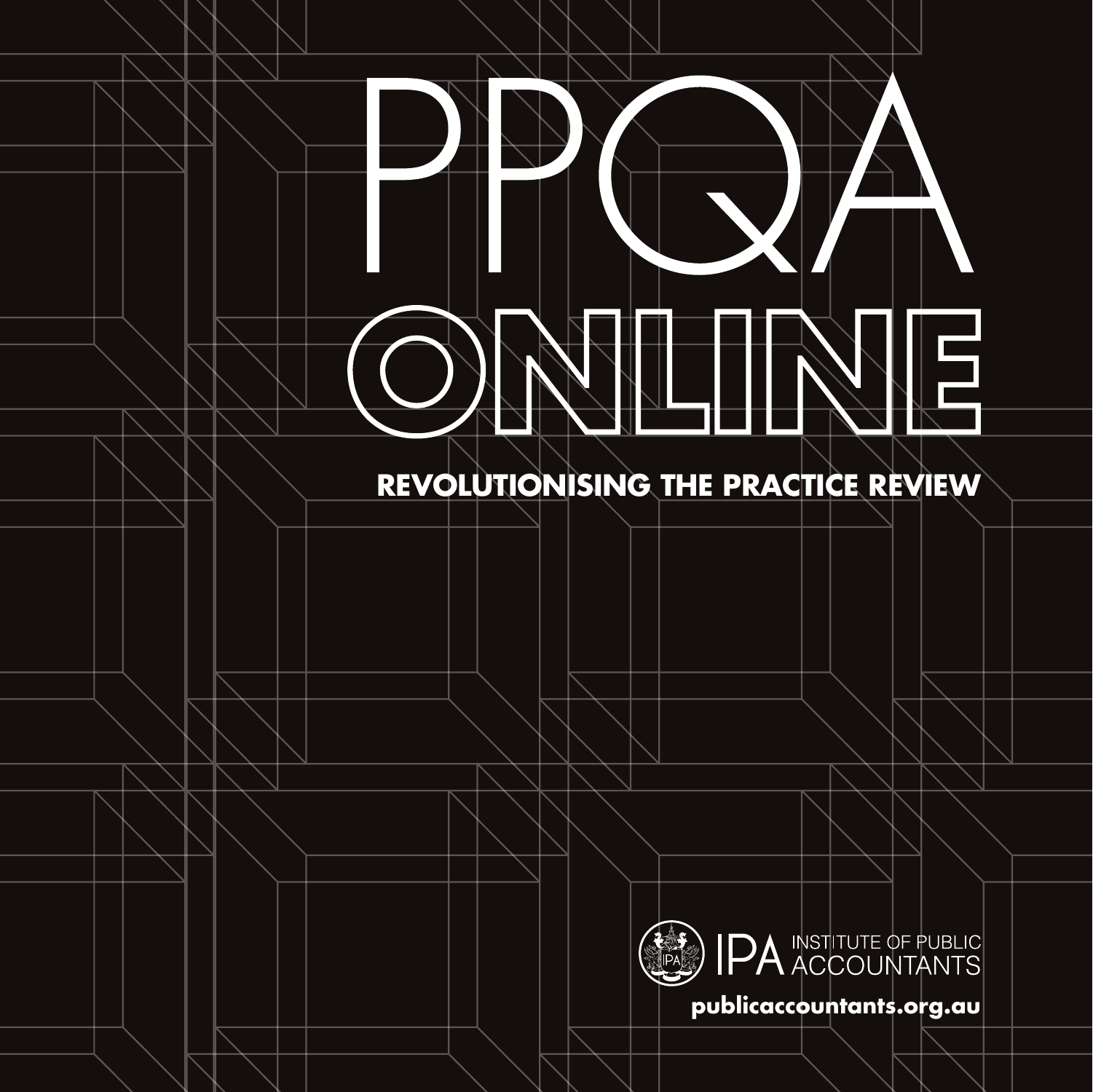# PPQA ONLINE

**REVOLUTIONISING THE PRACTICE REVIEW**

IPA INSTITUTE OF PUBLIC ACCOUNTANTS

**publicaccountants.org.au**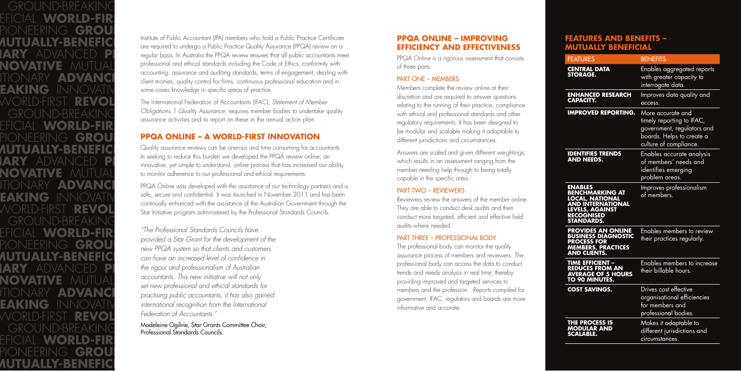Institute of Public Accountant (IPA) members who hold a Public Practice Certificate are required to undergo a Public Practice Quality Assurance (PPQA) review on a regular basis. In Australia the PPQA review ensures that all public accountants meet professional and ethical standards including the Code of Ethics, conformity with accounting, assurance and auditing standards, terms of engagement, dealing with client monies, quality control for firms, continuous professional education and in some cases knowledge in specific areas of practice.

The International Federation of Accountants (IFAC), *Statement of Member Obligations 1 Quality Assurance*, requires member bodies to undertake quality assurance activities and to report on these in the annual action plan.

## PPQA ONLINE – A WORLD-FIRST INNOVATION

Quality assurance reviews can be onerous and time consuming for accountants. In seeking to reduce this burden we developed the PPQA review online; an innovative, yet simple to understand, online process that has increased our ability to monitor adherence to our professional and ethical requirements.

PPQA Online was developed with the assistance of our technology partners and is safe, secure and confidential. It was launched in November 2011 and has been continually enhanced with the assistance of the Australian Government through the Star Initiative program administered by the Professional Standards Councils.

*"The Professional Standards Councils have provided a Star Grant for the development of the new PPQA system so that clients and customers can have an increased level of confidence in the rigour and professionalism of Australian accountants. This new initiative will not only set new professional and ethical standards for practising public accountants, it has also gained international recognition from the International Federation of Accountants."*

Madeleine Ogilvie, Star Grants Committee Chair, Professional Standards Councils.

## PPQA ONLINE – IMPROVING EFFICIENCY AND EFFECTIVENESS

PPQA Online is a rigorous assessment that consists of three parts.

### PART ONE – MEMBERS

Members complete the review online at their discretion and are required to answer questions relating to the running of their practice, compliance with ethical and professional standards and other regulatory requirements. It has been designed to be modular and scalable making it adaptable to different jurisdictions and circumstances.

Answers are scaled and given different weightings; which results in an assessment ranging from the member needing help through to being totally capable in the specific area.

### PART TWO – REVIEWERS

Reviewers review the answers of the member online. They are able to conduct desk audits and then conduct more targeted, efficient and effective field audits where needed.

### PART THREE – PROFESSIONAL BODY

The professional body can monitor the quality assurance process of members and reviewers. The professional body can access the data to conduct trends and needs analysis in real time; thereby providing improved and targeted services to members and the profession. Reports compiled for government, IFAC, regulators and boards are more informative and accurate.

## FEATURES AND BENEFITS – MUTUALLY BENEFICIAL

| FEATURES | BENEFITS |
|---|---|
| **CENTRAL DATA STORAGE.** | Enables aggregated reports with greater capacity to interrogate data. |
| **ENHANCED RESEARCH CAPACITY.** | Improves data quality and access. |
| **IMPROVED REPORTING.** | More accurate and timely reporting to IFAC, government, regulators and boards. Helps to create a culture of compliance. |
| **IDENTIFIES TRENDS AND NEEDS.** | Enables accurate analysis of members' needs and identifies emerging problem areas. |
| **ENABLES BENCHMARKING AT LOCAL, NATIONAL AND INTERNATIONAL LEVELS, AGAINST RECOGNISED STANDARDS.** | Improves professionalism of members. |
| **PROVIDES AN ONLINE BUSINESS DIAGNOSTIC PROCESS FOR MEMBERS, PRACTICES AND CLIENTS.** | Enables members to review their practices regularly. |
| **TIME EFFICIENT – REDUCES FROM AN AVERAGE OF 5 HOURS TO 90 MINUTES.** | Enables members to increase their billable hours. |
| **COST SAVINGS.** | Drives cost effective organisational efficiencies for members and professional bodies. |
| **THE PROCESS IS MODULAR AND SCALABLE.** | Makes it adaptable to different jurisdictions and circumstances. |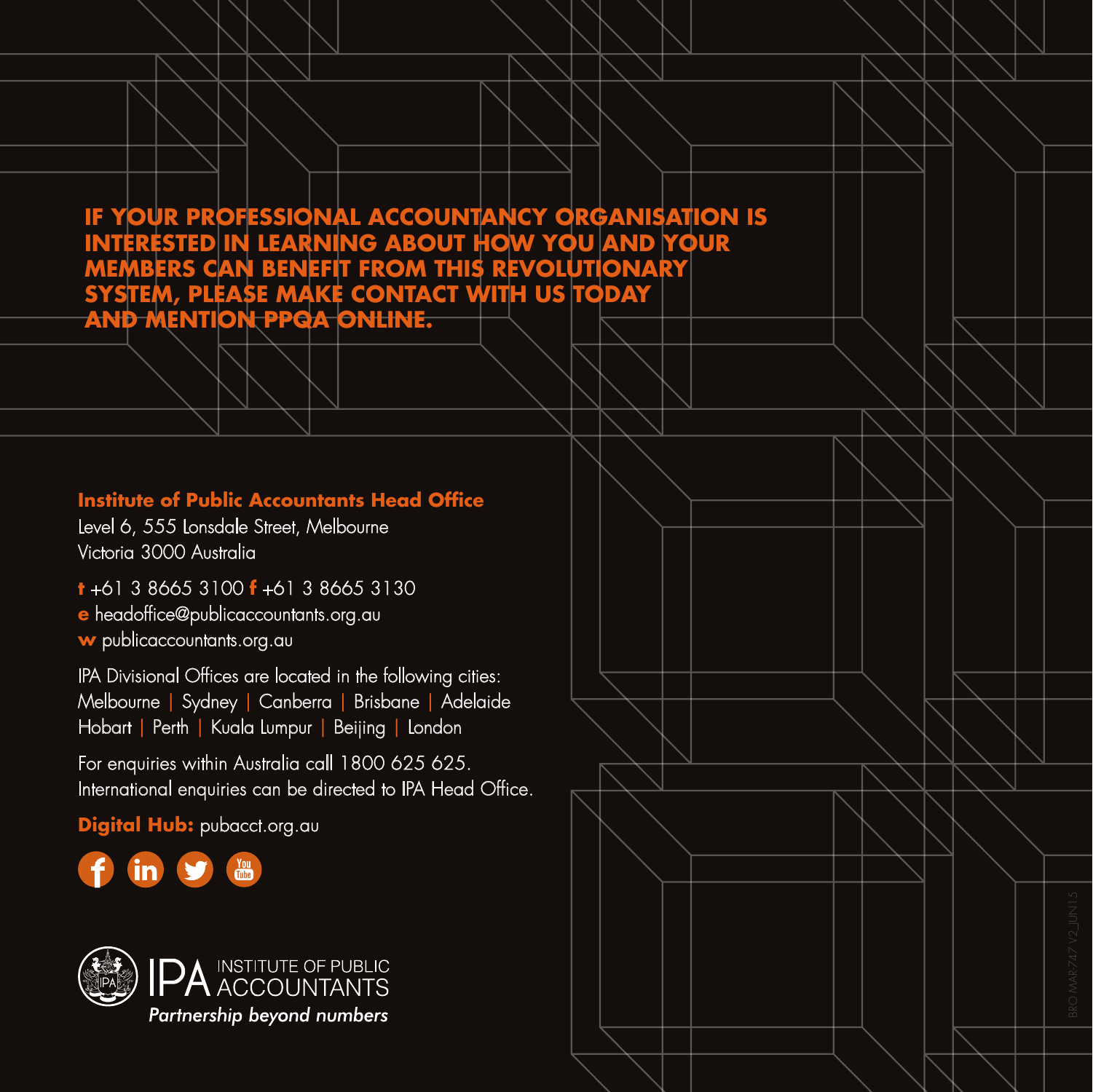**IF YOUR PROFESSIONAL ACCOUNTANCY ORGANISATION IS INTERESTED IN LEARNING ABOUT HOW YOU AND YOUR MEMBERS CAN BENEFIT FROM THIS REVOLUTIONARY SYSTEM, PLEASE MAKE CONTACT WITH US TODAY AND MENTION PPQA ONLINE.**

**Institute of Public Accountants Head Office**

Level 6, 555 Lonsdale Street, Melbourne
Victoria 3000 Australia

**t** +61 3 8665 3100 **f** +61 3 8665 3130
**e** headoffice@publicaccountants.org.au
**w** publicaccountants.org.au

IPA Divisional Offices are located in the following cities:
Melbourne | Sydney | Canberra | Brisbane | Adelaide
Hobart | Perth | Kuala Lumpur | Beijing | London

For enquiries within Australia call 1800 625 625.
International enquiries can be directed to IPA Head Office.

**Digital Hub:** pubacct.org.au

IPA INSTITUTE OF PUBLIC ACCOUNTANTS
*Partnership beyond numbers*

BRO MAR-747 V2_JUN15